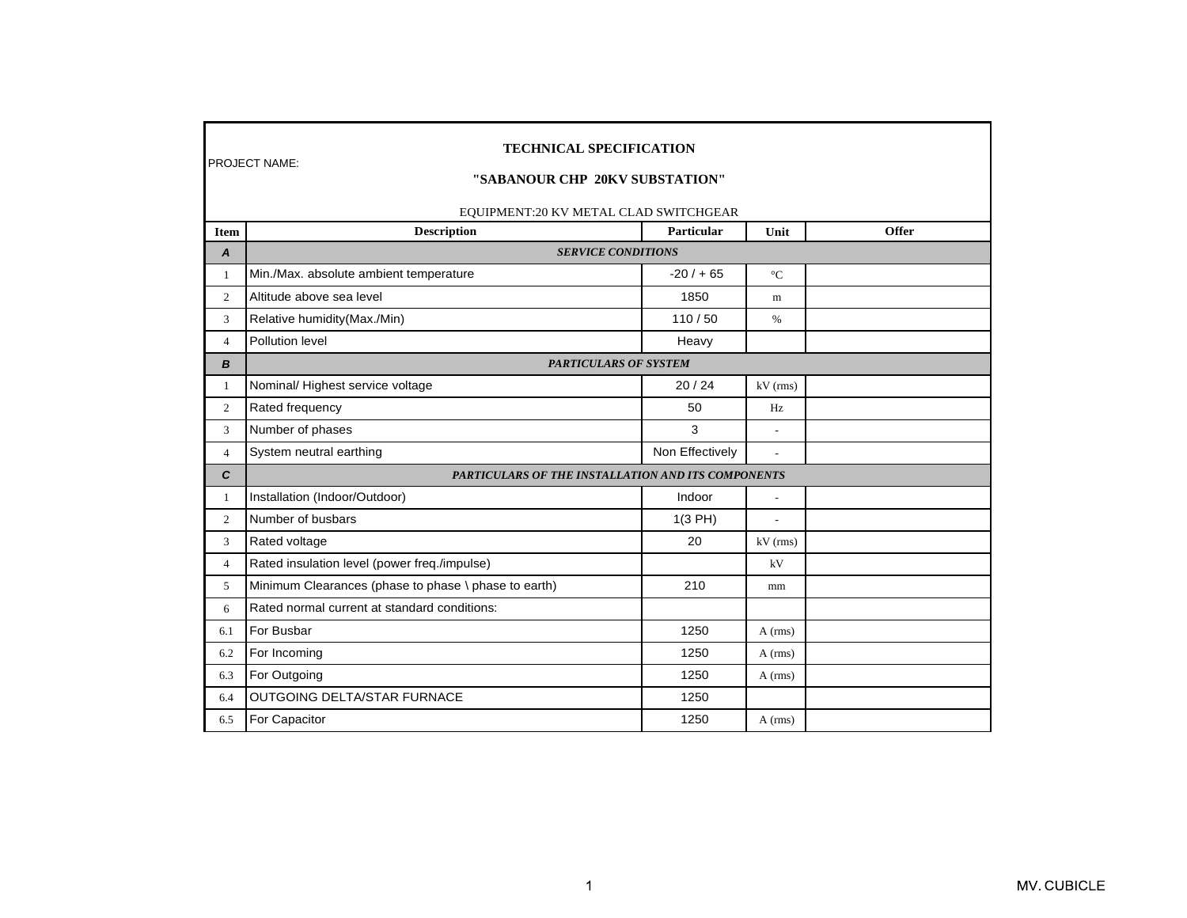PROJECT NAME:

# TECHNICAL SPECIFICATION

## "SABANOUR CHP 20KV SUBSTATION"

EQUIPMENT:20 KV METAL CLAD SWITCHGEAR

| Item | Description | Particular | Unit | Offer |
|---|---|---|---|---|
| **A** | ***SERVICE CONDITIONS*** | | | |
| 1 | Min./Max. absolute ambient temperature | -20 / + 65 | °C | |
| 2 | Altitude above sea level | 1850 | m | |
| 3 | Relative humidity(Max./Min) | 110 / 50 | % | |
| 4 | Pollution level | Heavy | | |
| **B** | ***PARTICULARS OF SYSTEM*** | | | |
| 1 | Nominal/ Highest service voltage | 20 / 24 | kV (rms) | |
| 2 | Rated frequency | 50 | Hz | |
| 3 | Number of phases | 3 | - | |
| 4 | System neutral earthing | Non Effectively | - | |
| **C** | ***PARTICULARS OF THE INSTALLATION AND ITS COMPONENTS*** | | | |
| 1 | Installation (Indoor/Outdoor) | Indoor | - | |
| 2 | Number of busbars | 1(3 PH) | - | |
| 3 | Rated voltage | 20 | kV (rms) | |
| 4 | Rated insulation level (power freq./impulse) | | kV | |
| 5 | Minimum Clearances (phase to phase \ phase to earth) | 210 | mm | |
| 6 | Rated normal current at standard conditions: | | | |
| 6.1 | For Busbar | 1250 | A (rms) | |
| 6.2 | For Incoming | 1250 | A (rms) | |
| 6.3 | For Outgoing | 1250 | A (rms) | |
| 6.4 | OUTGOING DELTA/STAR FURNACE | 1250 | | |
| 6.5 | For Capacitor | 1250 | A (rms) | |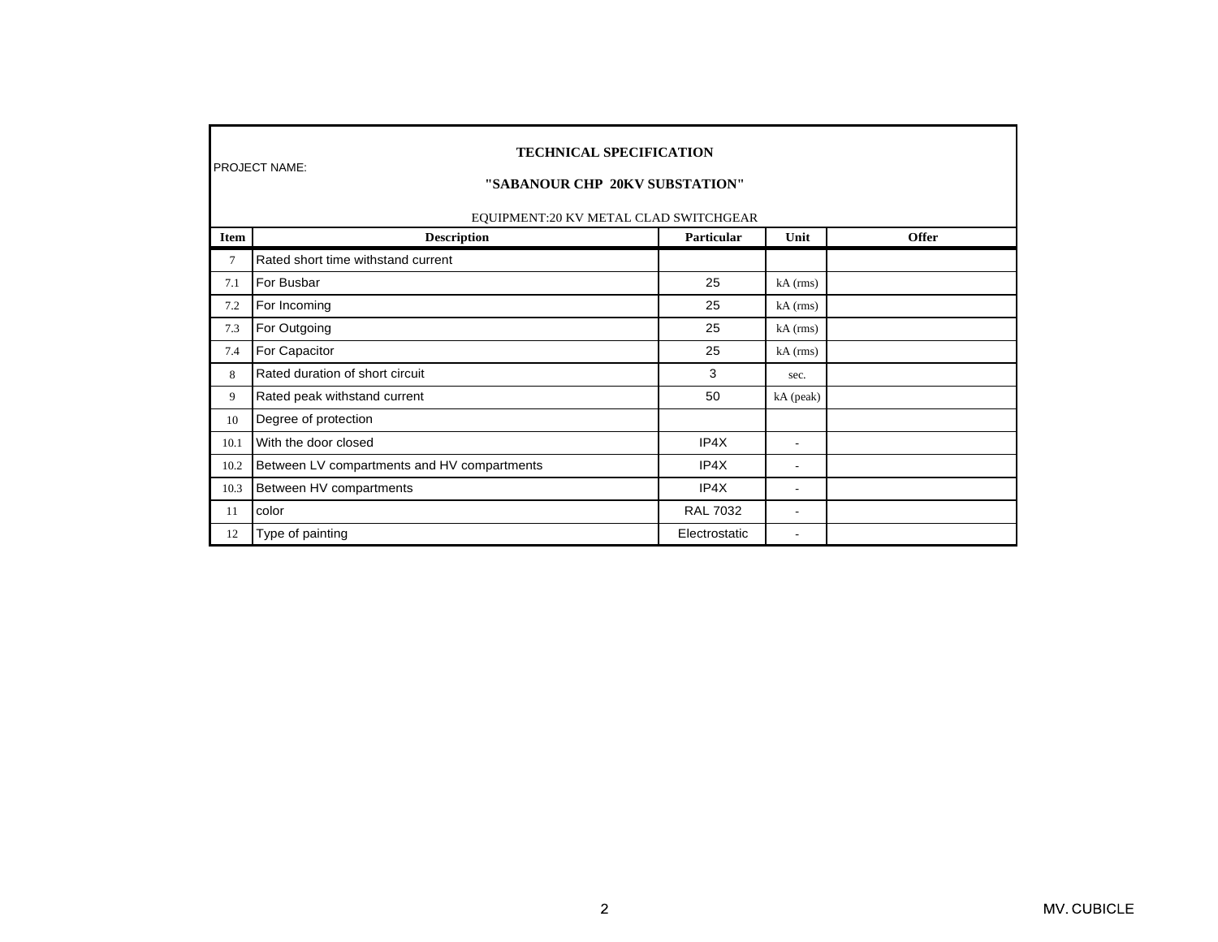**TECHNICAL SPECIFICATION**

PROJECT NAME:

**"SABANOUR CHP 20KV SUBSTATION"**

EQUIPMENT:20 KV METAL CLAD SWITCHGEAR

| Item | Description | Particular | Unit | Offer |
|---|---|---|---|---|
| 7 | Rated short time withstand current | | | |
| 7.1 | For Busbar | 25 | kA (rms) | |
| 7.2 | For Incoming | 25 | kA (rms) | |
| 7.3 | For Outgoing | 25 | kA (rms) | |
| 7.4 | For Capacitor | 25 | kA (rms) | |
| 8 | Rated duration of short circuit | 3 | sec. | |
| 9 | Rated peak withstand current | 50 | kA (peak) | |
| 10 | Degree of protection | | | |
| 10.1 | With the door closed | IP4X | - | |
| 10.2 | Between LV compartments and HV compartments | IP4X | - | |
| 10.3 | Between HV compartments | IP4X | - | |
| 11 | color | RAL 7032 | - | |
| 12 | Type of painting | Electrostatic | - | |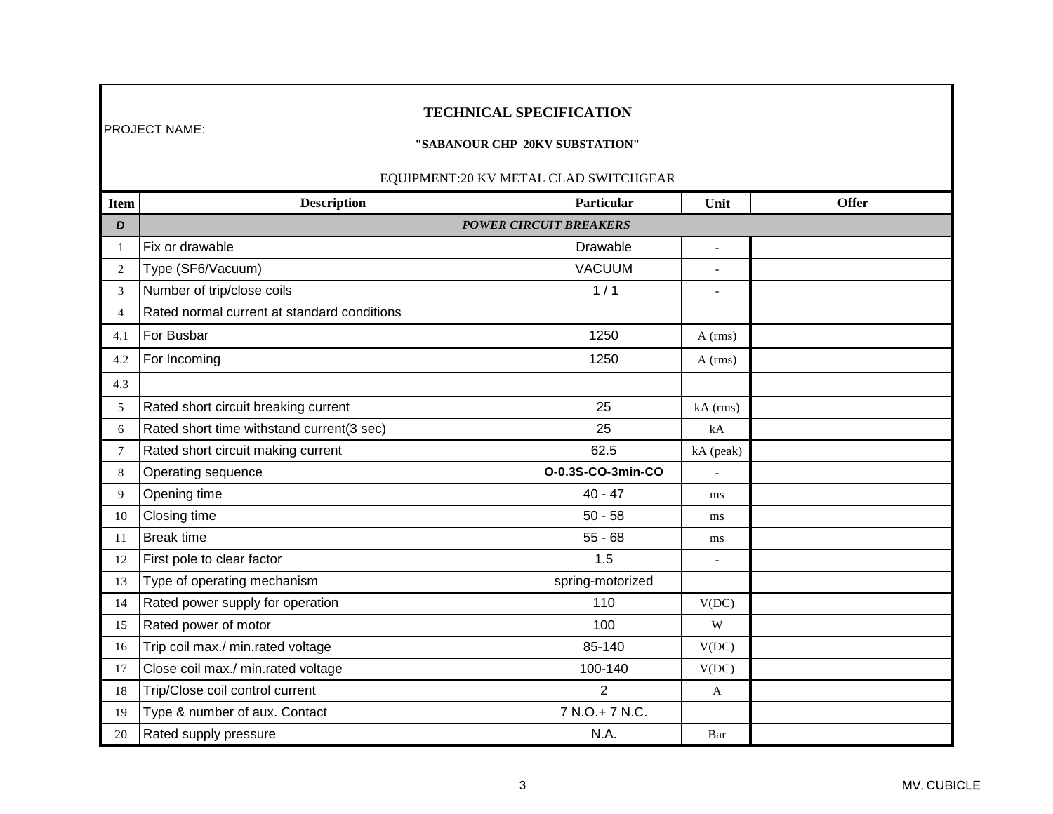# TECHNICAL SPECIFICATION

PROJECT NAME:

**"SABANOUR CHP 20KV SUBSTATION"**

EQUIPMENT:20 KV METAL CLAD SWITCHGEAR

| Item | Description | Particular | Unit | Offer |
|---|---|---|---|---|
| ***D*** | ***POWER CIRCUIT BREAKERS*** | | | |
| 1 | Fix or drawable | Drawable | - | |
| 2 | Type (SF6/Vacuum) | VACUUM | - | |
| 3 | Number of trip/close coils | 1 / 1 | - | |
| 4 | Rated normal current at standard conditions | | | |
| 4.1 | For Busbar | 1250 | A (rms) | |
| 4.2 | For Incoming | 1250 | A (rms) | |
| 4.3 | | | | |
| 5 | Rated short circuit breaking current | 25 | kA (rms) | |
| 6 | Rated short time withstand current(3 sec) | 25 | kA | |
| 7 | Rated short circuit making current | 62.5 | kA (peak) | |
| 8 | Operating sequence | **O-0.3S-CO-3min-CO** | - | |
| 9 | Opening time | 40 - 47 | ms | |
| 10 | Closing time | 50 - 58 | ms | |
| 11 | Break time | 55 - 68 | ms | |
| 12 | First pole to clear factor | 1.5 | - | |
| 13 | Type of operating mechanism | spring-motorized | | |
| 14 | Rated power supply for operation | 110 | V(DC) | |
| 15 | Rated power of motor | 100 | W | |
| 16 | Trip coil max./ min.rated voltage | 85-140 | V(DC) | |
| 17 | Close coil max./ min.rated voltage | 100-140 | V(DC) | |
| 18 | Trip/Close coil control current | 2 | A | |
| 19 | Type & number of aux. Contact | 7 N.O.+ 7 N.C. | | |
| 20 | Rated supply pressure | N.A. | Bar | |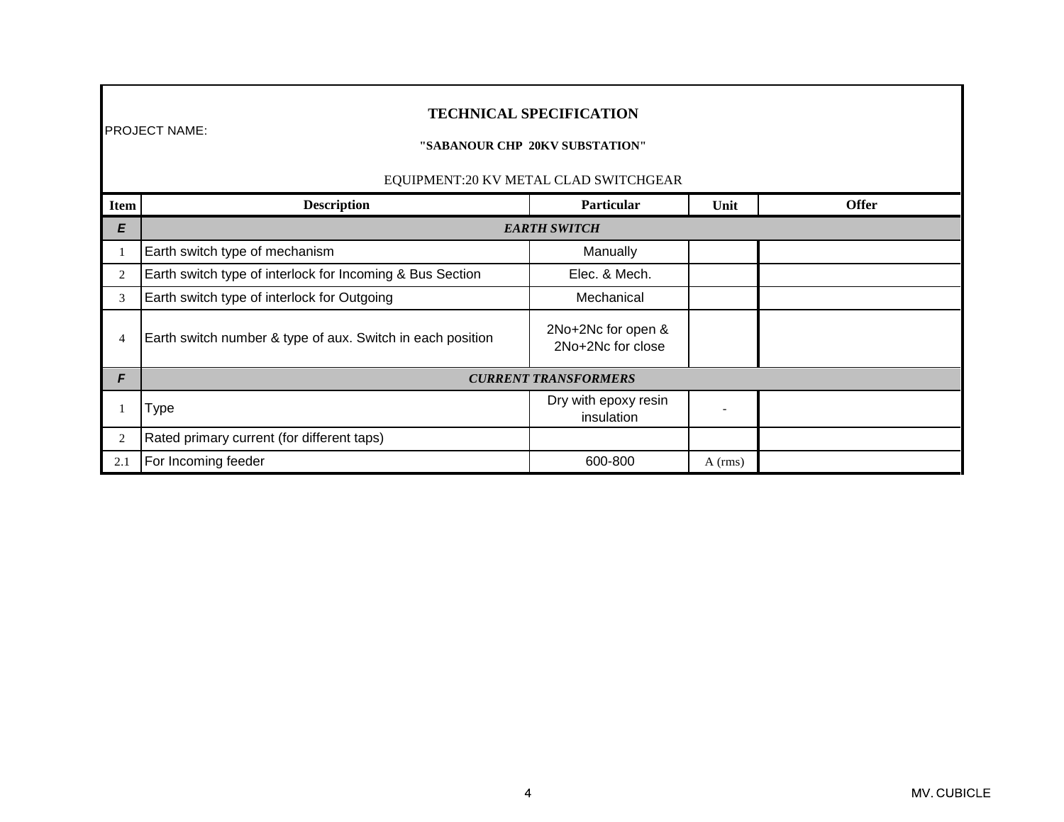# TECHNICAL SPECIFICATION

PROJECT NAME:

**"SABANOUR CHP 20KV SUBSTATION"**

EQUIPMENT:20 KV METAL CLAD SWITCHGEAR

| Item | Description | Particular | Unit | Offer |
|---|---|---|---|---|
| ***E*** | ***EARTH SWITCH*** | | | |
| 1 | Earth switch type of mechanism | Manually | | |
| 2 | Earth switch type of interlock for Incoming & Bus Section | Elec. & Mech. | | |
| 3 | Earth switch type of interlock for Outgoing | Mechanical | | |
| 4 | Earth switch number & type of aux. Switch in each position | 2No+2Nc for open & 2No+2Nc for close | | |
| ***F*** | ***CURRENT TRANSFORMERS*** | | | |
| 1 | Type | Dry with epoxy resin insulation | - | |
| 2 | Rated primary current (for different taps) | | | |
| 2.1 | For Incoming feeder | 600-800 | A (rms) | |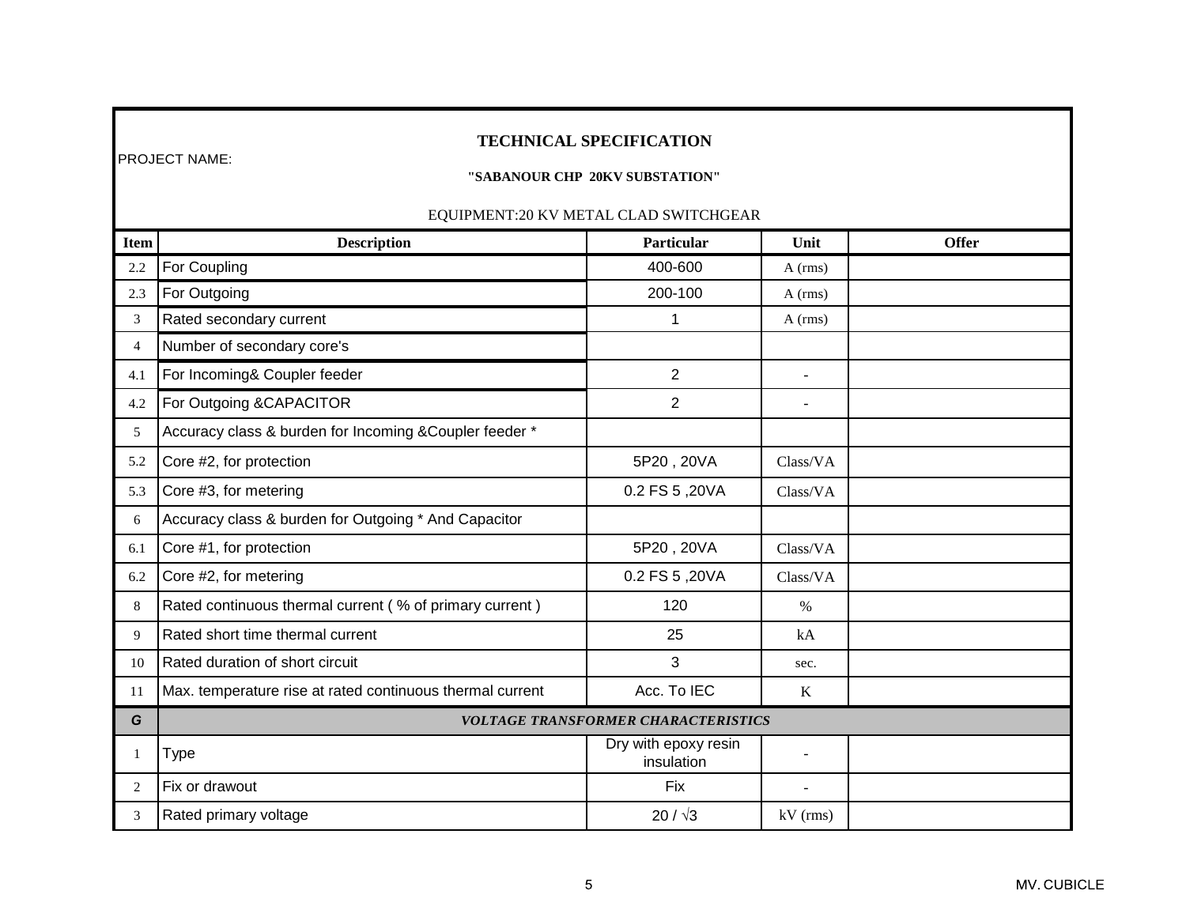## TECHNICAL SPECIFICATION

PROJECT NAME:

**"SABANOUR CHP 20KV SUBSTATION"**

EQUIPMENT:20 KV METAL CLAD SWITCHGEAR

| Item | Description | Particular | Unit | Offer |
|---|---|---|---|---|
| 2.2 | For Coupling | 400-600 | A (rms) | |
| 2.3 | For Outgoing | 200-100 | A (rms) | |
| 3 | Rated secondary current | 1 | A (rms) | |
| 4 | Number of secondary core's | | | |
| 4.1 | For Incoming& Coupler feeder | 2 | - | |
| 4.2 | For Outgoing &CAPACITOR | 2 | - | |
| 5 | Accuracy class & burden for Incoming &Coupler feeder * | | | |
| 5.2 | Core #2, for protection | 5P20 , 20VA | Class/VA | |
| 5.3 | Core #3, for metering | 0.2 FS 5 ,20VA | Class/VA | |
| 6 | Accuracy class & burden for Outgoing * And Capacitor | | | |
| 6.1 | Core #1, for protection | 5P20 , 20VA | Class/VA | |
| 6.2 | Core #2, for metering | 0.2 FS 5 ,20VA | Class/VA | |
| 8 | Rated continuous thermal current ( % of primary current ) | 120 | % | |
| 9 | Rated short time thermal current | 25 | kA | |
| 10 | Rated duration of short circuit | 3 | sec. | |
| 11 | Max. temperature rise at rated continuous thermal current | Acc. To IEC | K | |
| ***G*** | ***VOLTAGE TRANSFORMER CHARACTERISTICS*** | | | |
| 1 | Type | Dry with epoxy resin insulation | - | |
| 2 | Fix or drawout | Fix | - | |
| 3 | Rated primary voltage | $20 / \sqrt{3}$ | kV (rms) | |

MV. CUBICLE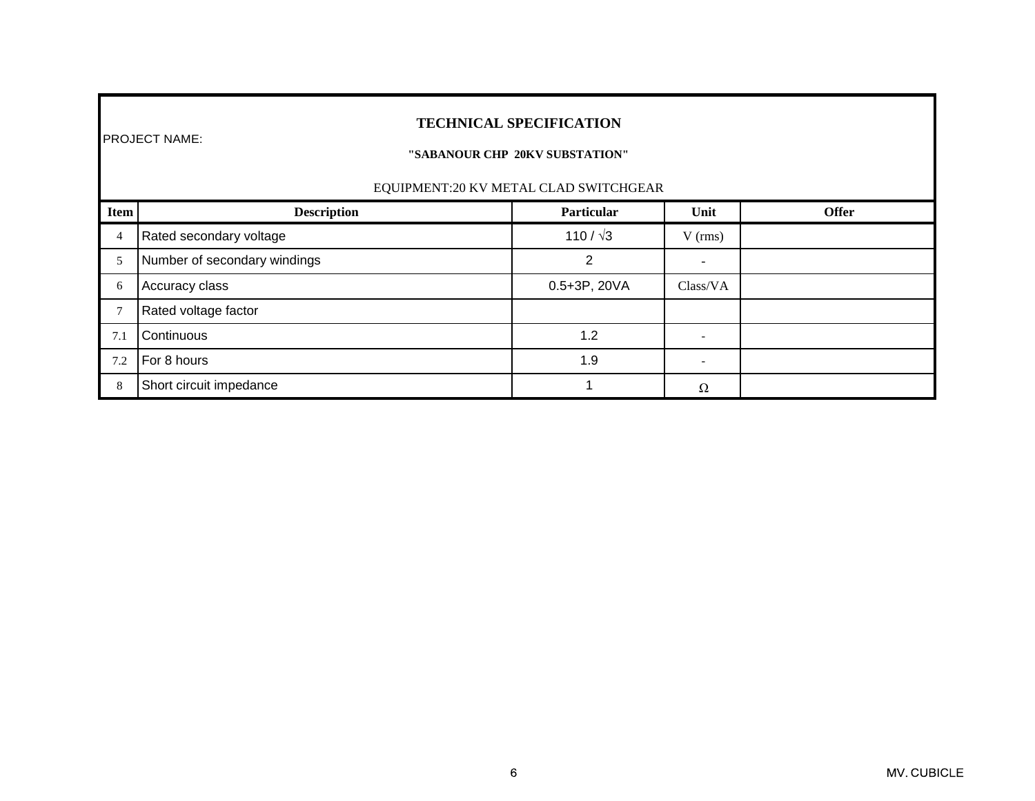## TECHNICAL SPECIFICATION

PROJECT NAME:

**"SABANOUR CHP 20KV SUBSTATION"**

EQUIPMENT:20 KV METAL CLAD SWITCHGEAR

| Item | Description | Particular | Unit | Offer |
|---|---|---|---|---|
| 4 | Rated secondary voltage | 110 / √3 | V (rms) | |
| 5 | Number of secondary windings | 2 | - | |
| 6 | Accuracy class | 0.5+3P, 20VA | Class/VA | |
| 7 | Rated voltage factor | | | |
| 7.1 | Continuous | 1.2 | - | |
| 7.2 | For 8 hours | 1.9 | - | |
| 8 | Short circuit impedance | 1 | Ω | |

MV. CUBICLE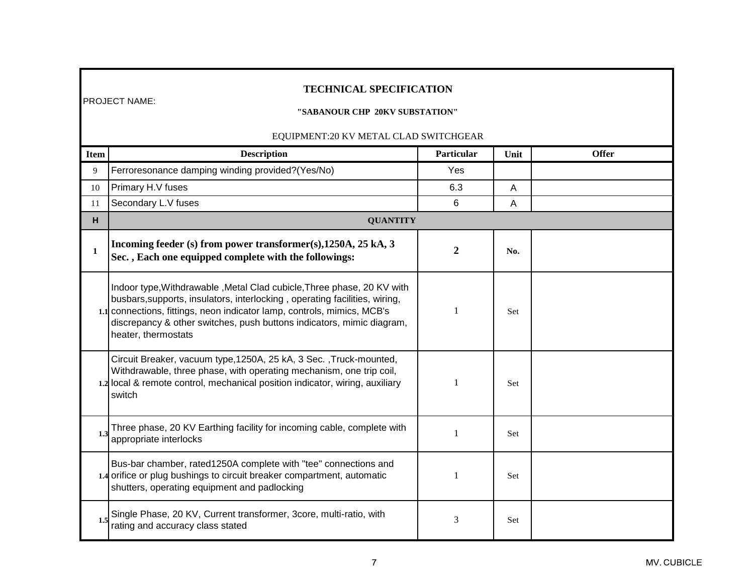**TECHNICAL SPECIFICATION**

PROJECT NAME:

**"SABANOUR CHP 20KV SUBSTATION"**

EQUIPMENT:20 KV METAL CLAD SWITCHGEAR

| Item | Description | Particular | Unit | Offer |
|---|---|---|---|---|
| 9 | Ferroresonance damping winding provided?(Yes/No) | Yes | | |
| 10 | Primary H.V fuses | 6.3 | A | |
| 11 | Secondary L.V fuses | 6 | A | |
| **H** | **QUANTITY** | | | |
| **1** | **Incoming feeder (s) from power transformer(s),1250A, 25 kA, 3 Sec. , Each one equipped complete with the followings:** | **2** | **No.** | |
| 1.1 | Indoor type,Withdrawable ,Metal Clad cubicle,Three phase, 20 KV with busbars,supports, insulators, interlocking , operating facilities, wiring, connections, fittings, neon indicator lamp, controls, mimics, MCB's discrepancy & other switches, push buttons indicators, mimic diagram, heater, thermostats | 1 | Set | |
| 1.2 | Circuit Breaker, vacuum type,1250A, 25 kA, 3 Sec. ,Truck-mounted, Withdrawable, three phase, with operating mechanism, one trip coil, local & remote control, mechanical position indicator, wiring, auxiliary switch | 1 | Set | |
| 1.3 | Three phase, 20 KV Earthing facility for incoming cable, complete with appropriate interlocks | 1 | Set | |
| 1.4 | Bus-bar chamber, rated1250A complete with "tee" connections and orifice or plug bushings to circuit breaker compartment, automatic shutters, operating equipment and padlocking | 1 | Set | |
| 1.5 | Single Phase, 20 KV, Current transformer, 3core, multi-ratio, with rating and accuracy class stated | 3 | Set | |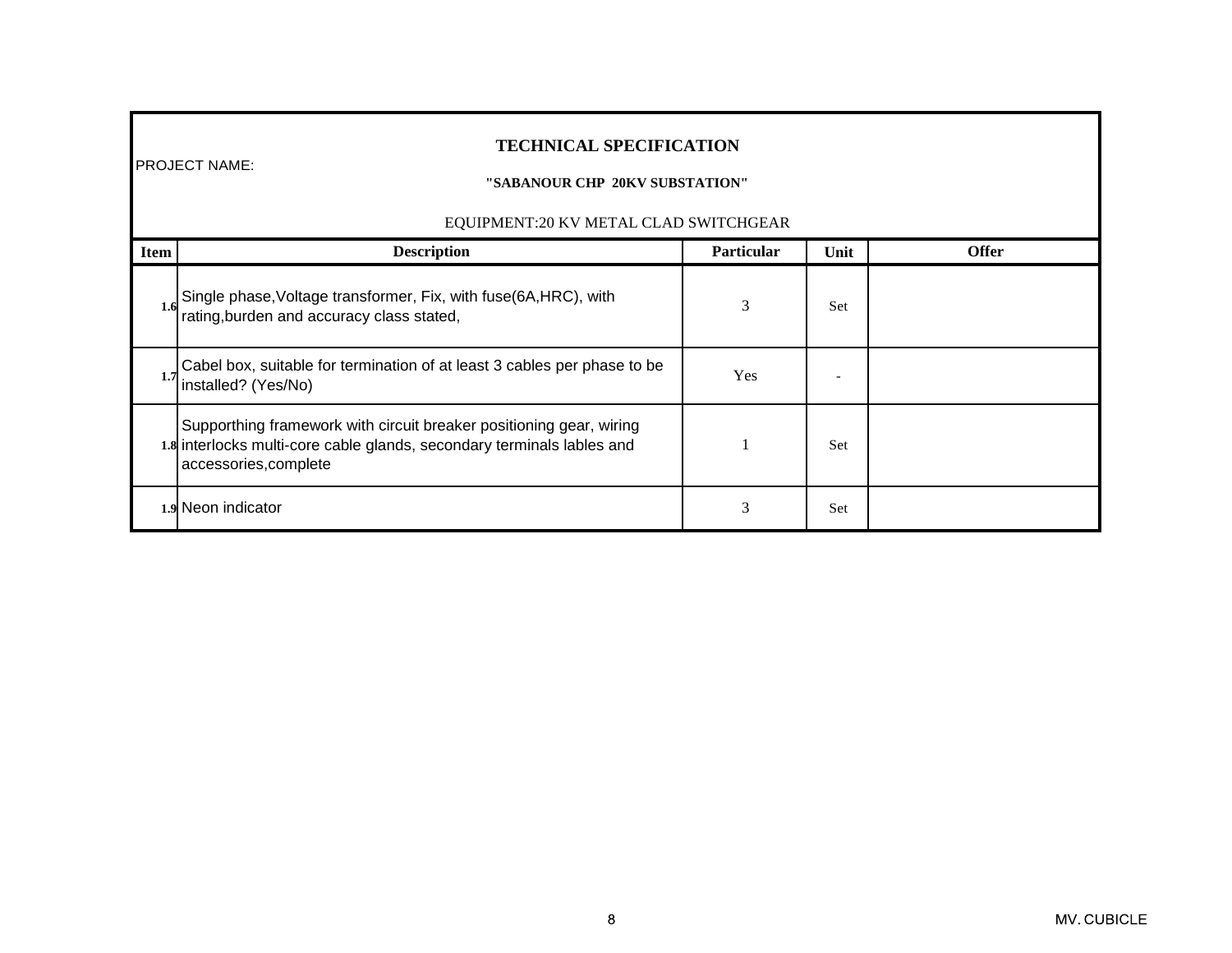# TECHNICAL SPECIFICATION

PROJECT NAME:

**"SABANOUR CHP 20KV SUBSTATION"**

EQUIPMENT:20 KV METAL CLAD SWITCHGEAR

| Item | Description | Particular | Unit | Offer |
|---|---|---|---|---|
| 1.6 | Single phase,Voltage transformer, Fix, with fuse(6A,HRC), with rating,burden and accuracy class stated, | 3 | Set | |
| 1.7 | Cabel box, suitable for termination of at least 3 cables per phase to be installed? (Yes/No) | Yes | - | |
| 1.8 | Supporthing framework with circuit breaker positioning gear, wiring interlocks multi-core cable glands, secondary terminals lables and accessories,complete | 1 | Set | |
| 1.9 | Neon indicator | 3 | Set | |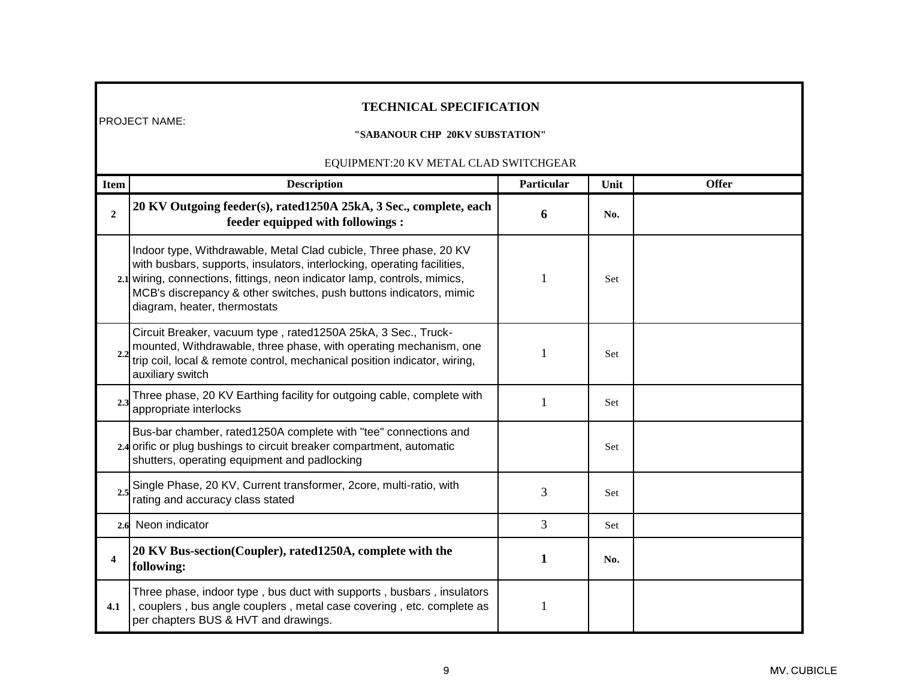## TECHNICAL SPECIFICATION

PROJECT NAME:

**"SABANOUR CHP 20KV SUBSTATION"**

EQUIPMENT:20 KV METAL CLAD SWITCHGEAR

| Item | Description | Particular | Unit | Offer |
|---|---|---|---|---|
| **2** | **20 KV Outgoing feeder(s), rated1250A 25kA, 3 Sec., complete, each feeder equipped with followings :** | **6** | **No.** | |
| 2.1 | Indoor type, Withdrawable, Metal Clad cubicle, Three phase, 20 KV with busbars, supports, insulators, interlocking, operating facilities, wiring, connections, fittings, neon indicator lamp, controls, mimics, MCB's discrepancy & other switches, push buttons indicators, mimic diagram, heater, thermostats | 1 | Set | |
| 2.2 | Circuit Breaker, vacuum type , rated1250A 25kA, 3 Sec., Truck-mounted, Withdrawable, three phase, with operating mechanism, one trip coil, local & remote control, mechanical position indicator, wiring, auxiliary switch | 1 | Set | |
| 2.3 | Three phase, 20 KV Earthing facility for outgoing cable, complete with appropriate interlocks | 1 | Set | |
| 2.4 | Bus-bar chamber, rated1250A complete with "tee" connections and orific or plug bushings to circuit breaker compartment, automatic shutters, operating equipment and padlocking | | Set | |
| 2.5 | Single Phase, 20 KV, Current transformer, 2core, multi-ratio, with rating and accuracy class stated | 3 | Set | |
| 2.6 | Neon indicator | 3 | Set | |
| **4** | **20 KV Bus-section(Coupler), rated1250A, complete with the following:** | **1** | **No.** | |
| 4.1 | Three phase, indoor type , bus duct with supports , busbars , insulators , couplers , bus angle couplers , metal case covering , etc. complete as per chapters BUS & HVT and drawings. | 1 | | |

MV. CUBICLE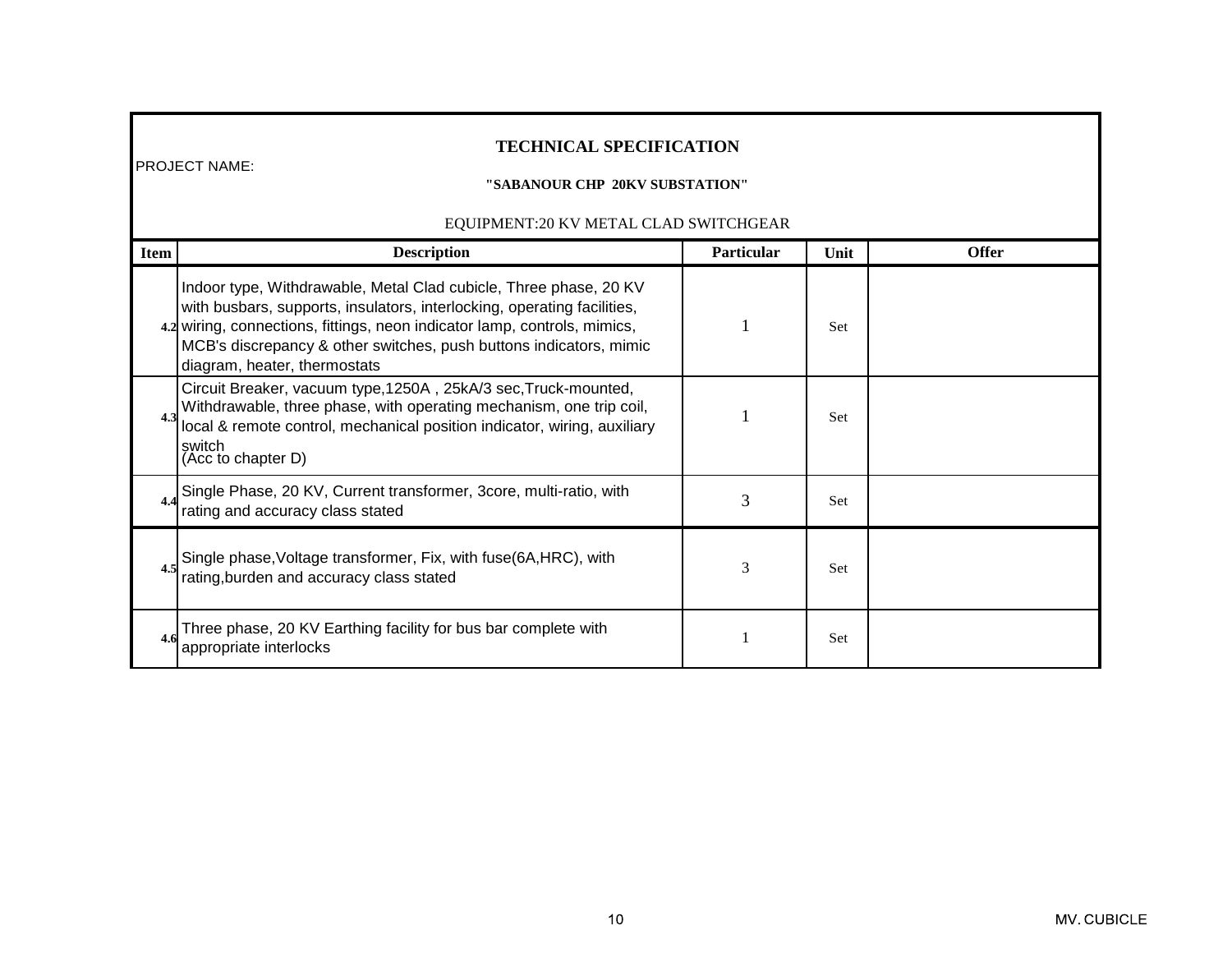# TECHNICAL SPECIFICATION

PROJECT NAME:

**"SABANOUR CHP 20KV SUBSTATION"**

EQUIPMENT:20 KV METAL CLAD SWITCHGEAR

| Item | Description | Particular | Unit | Offer |
|---|---|---|---|---|
| 4.2 | Indoor type, Withdrawable, Metal Clad cubicle, Three phase, 20 KV with busbars, supports, insulators, interlocking, operating facilities, wiring, connections, fittings, neon indicator lamp, controls, mimics, MCB's discrepancy & other switches, push buttons indicators, mimic diagram, heater, thermostats | 1 | Set | |
| 4.3 | Circuit Breaker, vacuum type,1250A , 25kA/3 sec,Truck-mounted, Withdrawable, three phase, with operating mechanism, one trip coil, local & remote control, mechanical position indicator, wiring, auxiliary switch (Acc to chapter D) | 1 | Set | |
| 4.4 | Single Phase, 20 KV, Current transformer, 3core, multi-ratio, with rating and accuracy class stated | 3 | Set | |
| 4.5 | Single phase,Voltage transformer, Fix, with fuse(6A,HRC), with rating,burden and accuracy class stated | 3 | Set | |
| 4.6 | Three phase, 20 KV Earthing facility for bus bar complete with appropriate interlocks | 1 | Set | |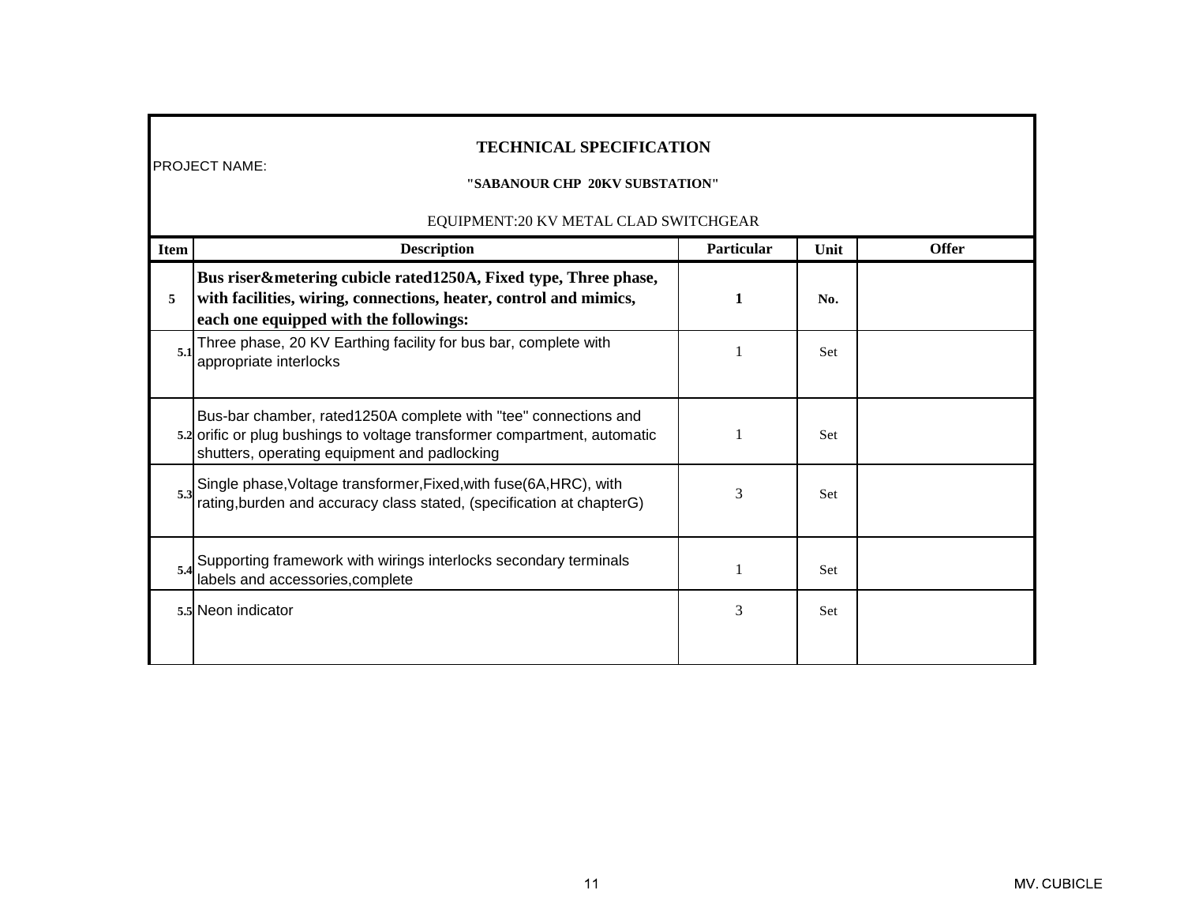# TECHNICAL SPECIFICATION

PROJECT NAME:

**"SABANOUR CHP 20KV SUBSTATION"**

EQUIPMENT:20 KV METAL CLAD SWITCHGEAR

| Item | Description | Particular | Unit | Offer |
|---|---|---|---|---|
| **5** | **Bus riser&metering cubicle rated1250A, Fixed type, Three phase, with facilities, wiring, connections, heater, control and mimics, each one equipped with the followings:** | **1** | **No.** | |
| **5.1** | Three phase, 20 KV Earthing facility for bus bar, complete with appropriate interlocks | 1 | Set | |
| **5.2** | Bus-bar chamber, rated1250A complete with "tee" connections and orific or plug bushings to voltage transformer compartment, automatic shutters, operating equipment and padlocking | 1 | Set | |
| **5.3** | Single phase,Voltage transformer,Fixed,with fuse(6A,HRC), with rating,burden and accuracy class stated, (specification at chapterG) | 3 | Set | |
| **5.4** | Supporting framework with wirings interlocks secondary terminals labels and accessories,complete | 1 | Set | |
| **5.5** | Neon indicator | 3 | Set | |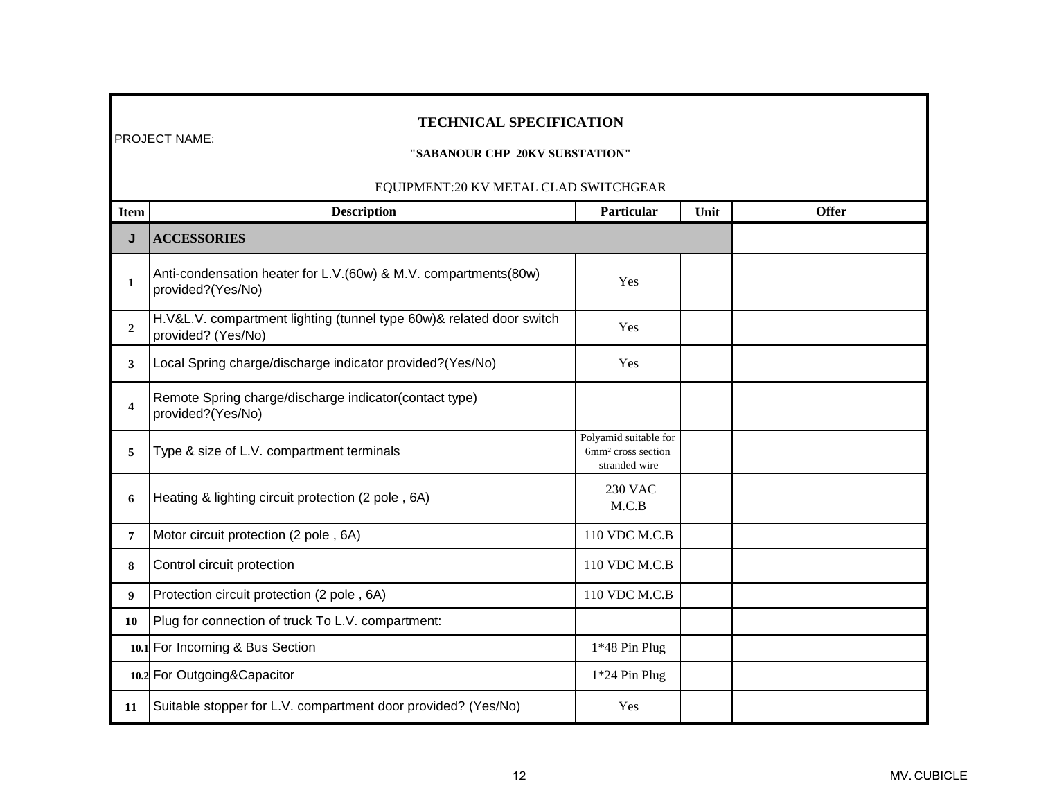# TECHNICAL SPECIFICATION

PROJECT NAME:

**"SABANOUR CHP 20KV SUBSTATION"**

EQUIPMENT:20 KV METAL CLAD SWITCHGEAR

| Item | Description | Particular | Unit | Offer |
|---|---|---|---|---|
| **J** | **ACCESSORIES** | | | |
| 1 | Anti-condensation heater for L.V.(60w) & M.V. compartments(80w) provided?(Yes/No) | Yes | | |
| 2 | H.V&L.V. compartment lighting (tunnel type 60w)& related door switch provided? (Yes/No) | Yes | | |
| 3 | Local Spring charge/discharge indicator provided?(Yes/No) | Yes | | |
| 4 | Remote Spring charge/discharge indicator(contact type) provided?(Yes/No) | | | |
| 5 | Type & size of L.V. compartment terminals | Polyamid suitable for 6mm² cross section stranded wire | | |
| 6 | Heating & lighting circuit protection (2 pole , 6A) | 230 VAC M.C.B | | |
| 7 | Motor circuit protection (2 pole , 6A) | 110 VDC M.C.B | | |
| 8 | Control circuit protection | 110 VDC M.C.B | | |
| 9 | Protection circuit protection (2 pole , 6A) | 110 VDC M.C.B | | |
| 10 | Plug for connection of truck To L.V. compartment: | | | |
| 10.1 | For Incoming & Bus Section | 1*48 Pin Plug | | |
| 10.2 | For Outgoing&Capacitor | 1*24 Pin Plug | | |
| 11 | Suitable stopper for L.V. compartment door provided? (Yes/No) | Yes | | |

MV. CUBICLE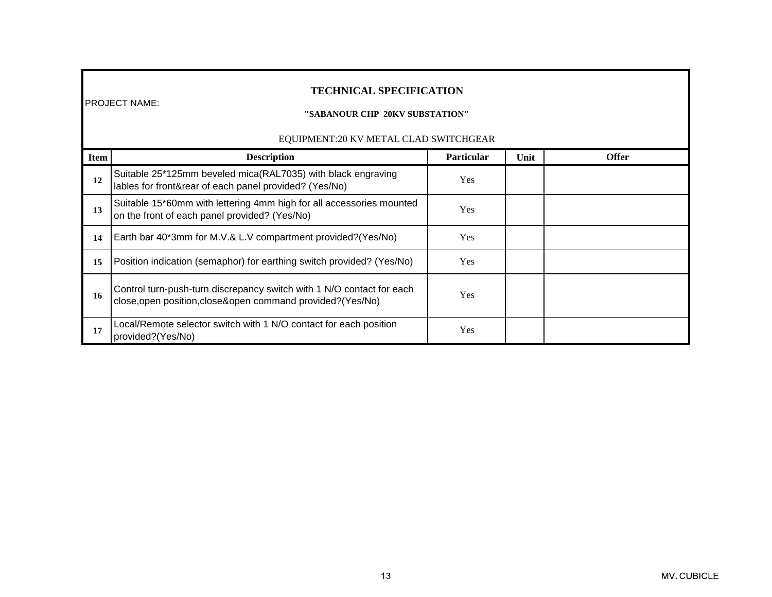## TECHNICAL SPECIFICATION

PROJECT NAME:

**"SABANOUR CHP 20KV SUBSTATION"**

EQUIPMENT:20 KV METAL CLAD SWITCHGEAR

| Item | Description | Particular | Unit | Offer |
|---|---|---|---|---|
| 12 | Suitable 25*125mm beveled mica(RAL7035) with black engraving lables for front&rear of each panel provided? (Yes/No) | Yes | | |
| 13 | Suitable 15*60mm with lettering 4mm high for all accessories mounted on the front of each panel provided? (Yes/No) | Yes | | |
| 14 | Earth bar 40*3mm for M.V.& L.V compartment provided?(Yes/No) | Yes | | |
| 15 | Position indication (semaphor) for earthing switch provided? (Yes/No) | Yes | | |
| 16 | Control turn-push-turn discrepancy switch with 1 N/O contact for each close,open position,close&open command provided?(Yes/No) | Yes | | |
| 17 | Local/Remote selector switch with 1 N/O contact for each position provided?(Yes/No) | Yes | | |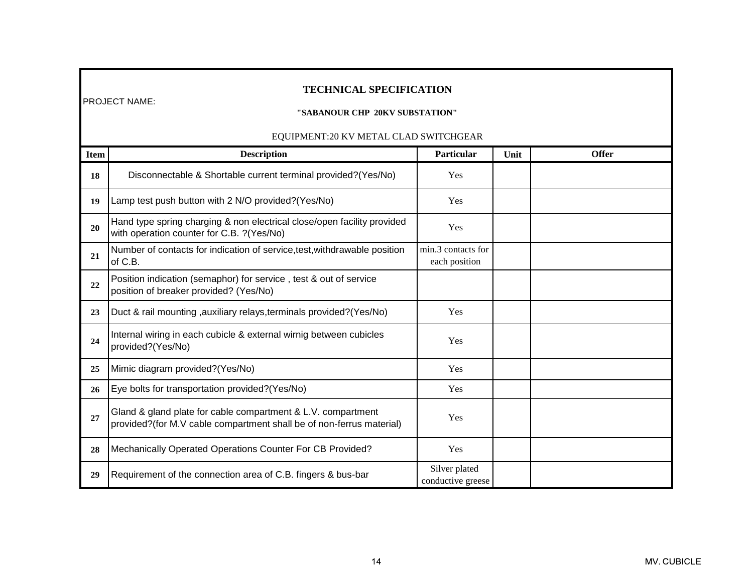## TECHNICAL SPECIFICATION

PROJECT NAME:

**"SABANOUR CHP 20KV SUBSTATION"**

EQUIPMENT:20 KV METAL CLAD SWITCHGEAR

| Item | Description | Particular | Unit | Offer |
|---|---|---|---|---|
| 18 | Disconnectable & Shortable current terminal provided?(Yes/No) | Yes | | |
| 19 | Lamp test push button with 2 N/O provided?(Yes/No) | Yes | | |
| 20 | Hand type spring charging & non electrical close/open facility provided with operation counter for C.B. ?(Yes/No) | Yes | | |
| 21 | Number of contacts for indication of service,test,withdrawable position of C.B. | min.3 contacts for each position | | |
| 22 | Position indication (semaphor) for service , test & out of service position of breaker provided? (Yes/No) | | | |
| 23 | Duct & rail mounting ,auxiliary relays,terminals provided?(Yes/No) | Yes | | |
| 24 | Internal wiring in each cubicle & external wirnig between cubicles provided?(Yes/No) | Yes | | |
| 25 | Mimic diagram provided?(Yes/No) | Yes | | |
| 26 | Eye bolts for transportation provided?(Yes/No) | Yes | | |
| 27 | Gland & gland plate for cable compartment & L.V. compartment provided?(for M.V cable compartment shall be of non-ferrus material) | Yes | | |
| 28 | Mechanically Operated Operations Counter For CB Provided? | Yes | | |
| 29 | Requirement of the connection area of C.B. fingers & bus-bar | Silver plated conductive greese | | |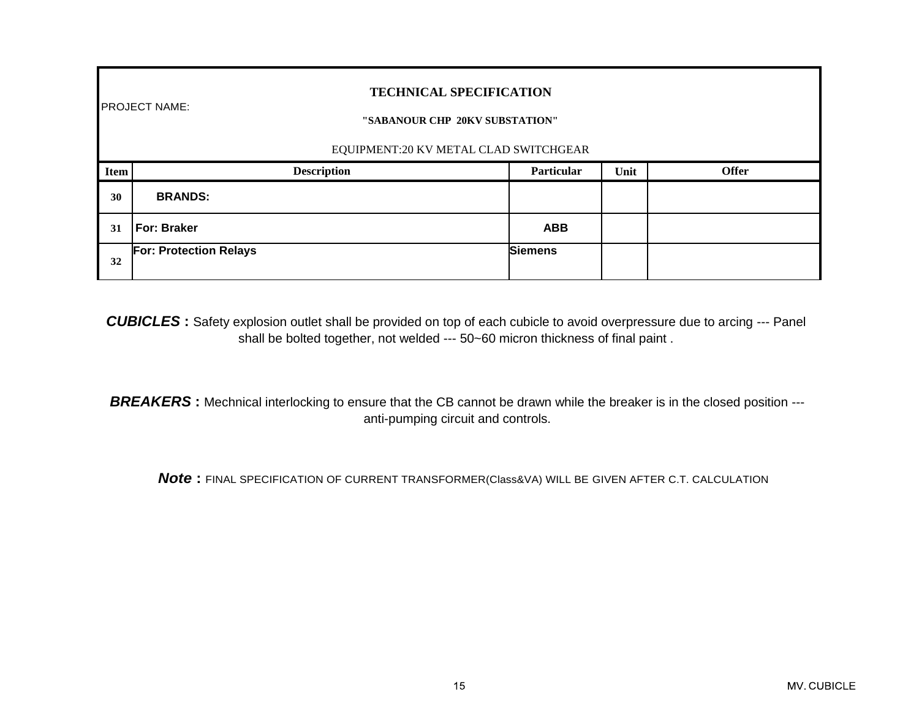**TECHNICAL SPECIFICATION**

PROJECT NAME:

**"SABANOUR CHP 20KV SUBSTATION"**

EQUIPMENT:20 KV METAL CLAD SWITCHGEAR

| Item | Description | Particular | Unit | Offer |
|---|---|---|---|---|
| **30** | **BRANDS:** | | | |
| **31** | **For: Braker** | **ABB** | | |
| **32** | **For: Protection Relays** | **Siemens** | | |

***CUBICLES*** **:** Safety explosion outlet shall be provided on top of each cubicle to avoid overpressure due to arcing --- Panel shall be bolted together, not welded --- 50~60 micron thickness of final paint .

***BREAKERS*** **:** Mechnical interlocking to ensure that the CB cannot be drawn while the breaker is in the closed position --- anti-pumping circuit and controls.

***Note*** **:** FINAL SPECIFICATION OF CURRENT TRANSFORMER(Class&VA) WILL BE GIVEN AFTER C.T. CALCULATION